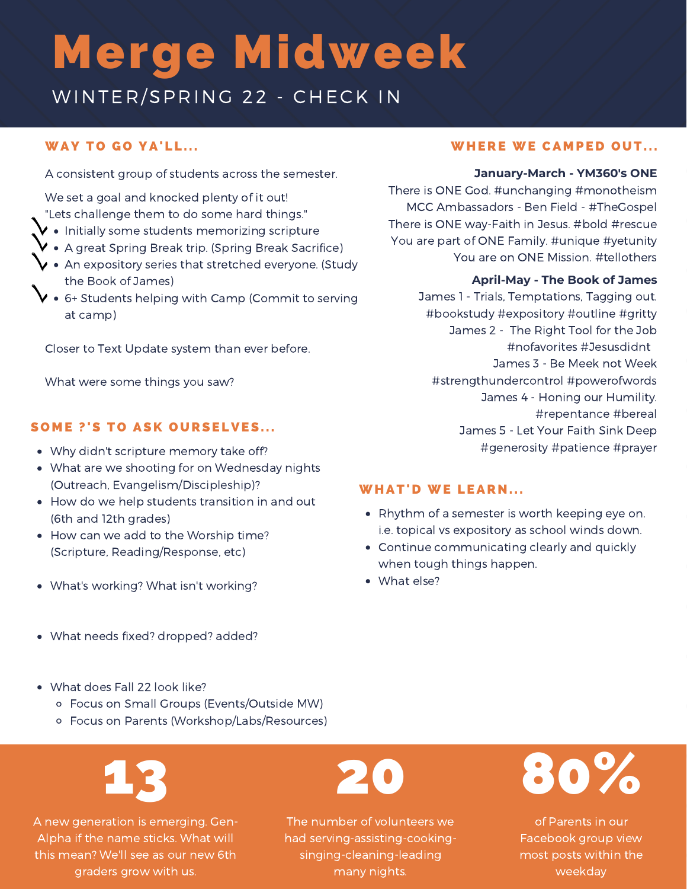# Merge Midweek

WINTER/SPRING 22 - CHECK IN

## WAY TO GO YA'LL...

A consistent group of students across the semester.

We set a goal and knocked plenty of it out!
"Lets challenge them to do some hard things."

- Initially some students memorizing scripture
- A great Spring Break trip. (Spring Break Sacrifice)
- An expository series that stretched everyone. (Study the Book of James)
- 6+ Students helping with Camp (Commit to serving at camp)

Closer to Text Update system than ever before.

What were some things you saw?

## SOME ?'S TO ASK OURSELVES...

- Why didn't scripture memory take off?
- What are we shooting for on Wednesday nights (Outreach, Evangelism/Discipleship)?
- How do we help students transition in and out (6th and 12th grades)
- How can we add to the Worship time? (Scripture, Reading/Response, etc)
- What's working? What isn't working?
- What needs fixed? dropped? added?
- What does Fall 22 look like?
  - Focus on Small Groups (Events/Outside MW)
  - Focus on Parents (Workshop/Labs/Resources)

## WHERE WE CAMPED OUT...

**January-March - YM360's ONE**

There is ONE God. #unchanging #monotheism
MCC Ambassadors - Ben Field - #TheGospel
There is ONE way-Faith in Jesus. #bold #rescue
You are part of ONE Family. #unique #yetunity
You are on ONE Mission. #tellothers

**April-May - The Book of James**

James 1 - Trials, Temptations, Tagging out. #bookstudy #expository #outline #gritty
James 2 - The Right Tool for the Job #nofavorites #Jesusdidnt
James 3 - Be Meek not Week #strengthundercontrol #powerofwords
James 4 - Honing our Humility. #repentance #bereal
James 5 - Let Your Faith Sink Deep #generosity #patience #prayer

## WHAT'D WE LEARN...

- Rhythm of a semester is worth keeping eye on. i.e. topical vs expository as school winds down.
- Continue communicating clearly and quickly when tough things happen.
- What else?

**13**

A new generation is emerging. Gen-Alpha if the name sticks. What will this mean? We'll see as our new 6th graders grow with us.

**20**

The number of volunteers we had serving-assisting-cooking-singing-cleaning-leading many nights.

**80%**

of Parents in our Facebook group view most posts within the weekday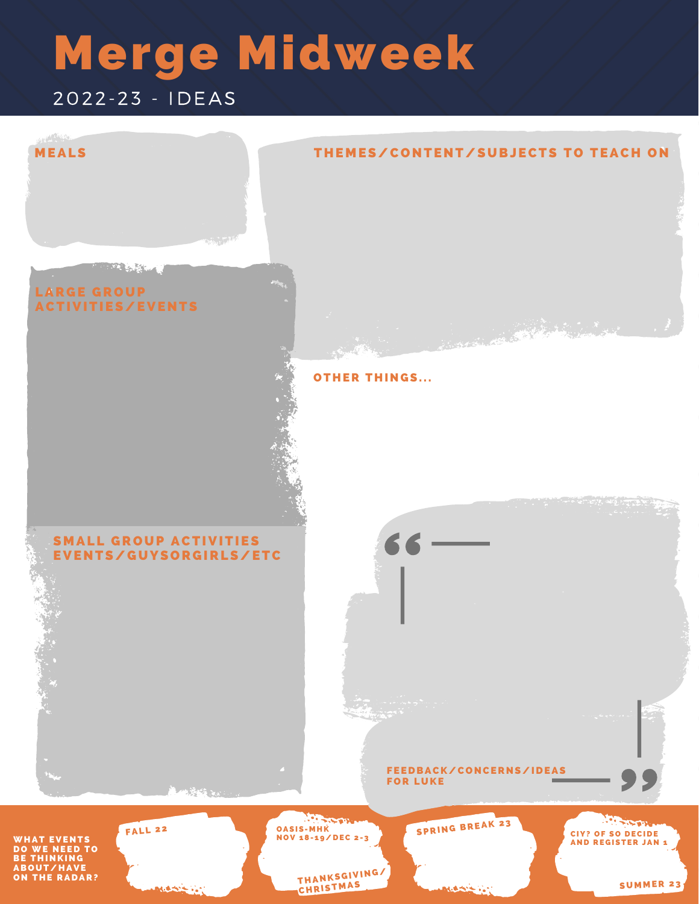# Merge Midweek

2022-23 - IDEAS

## MEALS

## THEMES/CONTENT/SUBJECTS TO TEACH ON

## LARGE GROUP ACTIVITIES/EVENTS

## OTHER THINGS...

## SMALL GROUP ACTIVITIES EVENTS/GUYSORGIRLS/ETC

## FEEDBACK/CONCERNS/IDEAS FOR LUKE

WHAT EVENTS DO WE NEED TO BE THINKING ABOUT/HAVE ON THE RADAR?

FALL 22

OASIS-MHK NOV 18-19/DEC 2-3

THANKSGIVING/ CHRISTMAS

SPRING BREAK 23

CIY? OF SO DECIDE AND REGISTER JAN 1

SUMMER 23